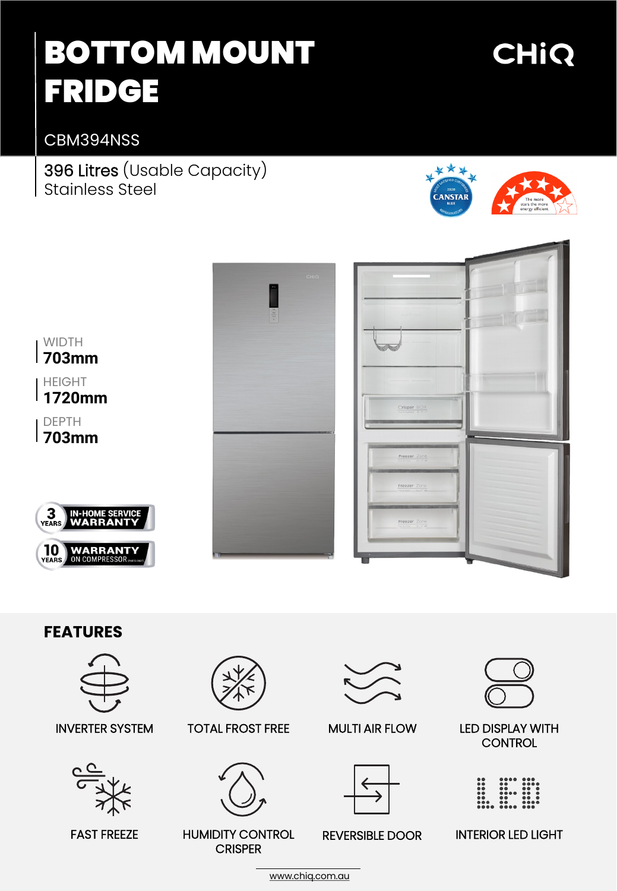# BOTTOM MOUNT FRIDGE

CHiQ

CBM394NSS

396 Litres (Usable Capacity)
Stainless Steel

WIDTH
**703mm**

HEIGHT
**1720mm**

DEPTH
**703mm**

3 YEARS IN-HOME SERVICE WARRANTY

10 YEARS WARRANTY ON COMPRESSOR (PARTS ONLY)

## FEATURES

- INVERTER SYSTEM
- TOTAL FROST FREE
- MULTI AIR FLOW
- LED DISPLAY WITH CONTROL
- FAST FREEZE
- HUMIDITY CONTROL CRISPER
- REVERSIBLE DOOR
- INTERIOR LED LIGHT

www.chiq.com.au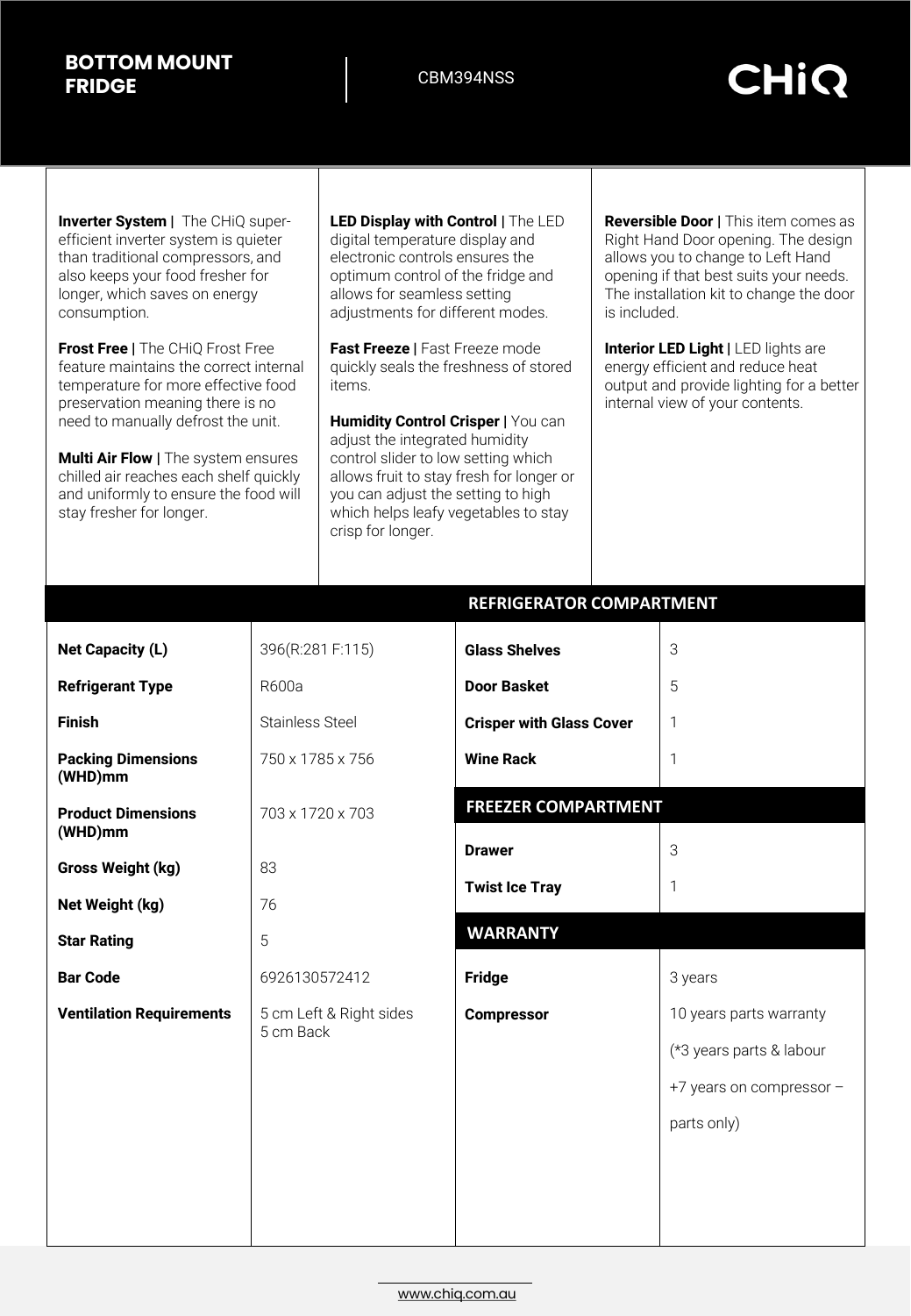# BOTTOM MOUNT FRIDGE

CBM394NSS

CHiQ

**Inverter System |** The CHiQ super-efficient inverter system is quieter than traditional compressors, and also keeps your food fresher for longer, which saves on energy consumption.

**Frost Free |** The CHiQ Frost Free feature maintains the correct internal temperature for more effective food preservation meaning there is no need to manually defrost the unit.

**Multi Air Flow |** The system ensures chilled air reaches each shelf quickly and uniformly to ensure the food will stay fresher for longer.

**LED Display with Control |** The LED digital temperature display and electronic controls ensures the optimum control of the fridge and allows for seamless setting adjustments for different modes.

**Fast Freeze |** Fast Freeze mode quickly seals the freshness of stored items.

**Humidity Control Crisper |** You can adjust the integrated humidity control slider to low setting which allows fruit to stay fresh for longer or you can adjust the setting to high which helps leafy vegetables to stay crisp for longer.

**Reversible Door |** This item comes as Right Hand Door opening. The design allows you to change to Left Hand opening if that best suits your needs. The installation kit to change the door is included.

**Interior LED Light |** LED lights are energy efficient and reduce heat output and provide lighting for a better internal view of your contents.

| | |
|---|---|
| **Net Capacity (L)** | 396(R:281 F:115) |
| **Refrigerant Type** | R600a |
| **Finish** | Stainless Steel |
| **Packing Dimensions (WHD)mm** | 750 x 1785 x 756 |
| **Product Dimensions (WHD)mm** | 703 x 1720 x 703 |
| **Gross Weight (kg)** | 83 |
| **Net Weight (kg)** | 76 |
| **Star Rating** | 5 |
| **Bar Code** | 6926130572412 |
| **Ventilation Requirements** | 5 cm Left & Right sides<br>5 cm Back |

| **REFRIGERATOR COMPARTMENT** | |
|---|---|
| **Glass Shelves** | 3 |
| **Door Basket** | 5 |
| **Crisper with Glass Cover** | 1 |
| **Wine Rack** | 1 |
| **FREEZER COMPARTMENT** | |
| **Drawer** | 3 |
| **Twist Ice Tray** | 1 |
| **WARRANTY** | |
| **Fridge** | 3 years |
| **Compressor** | 10 years parts warranty<br>(*3 years parts & labour<br>+7 years on compressor – parts only) |

www.chiq.com.au